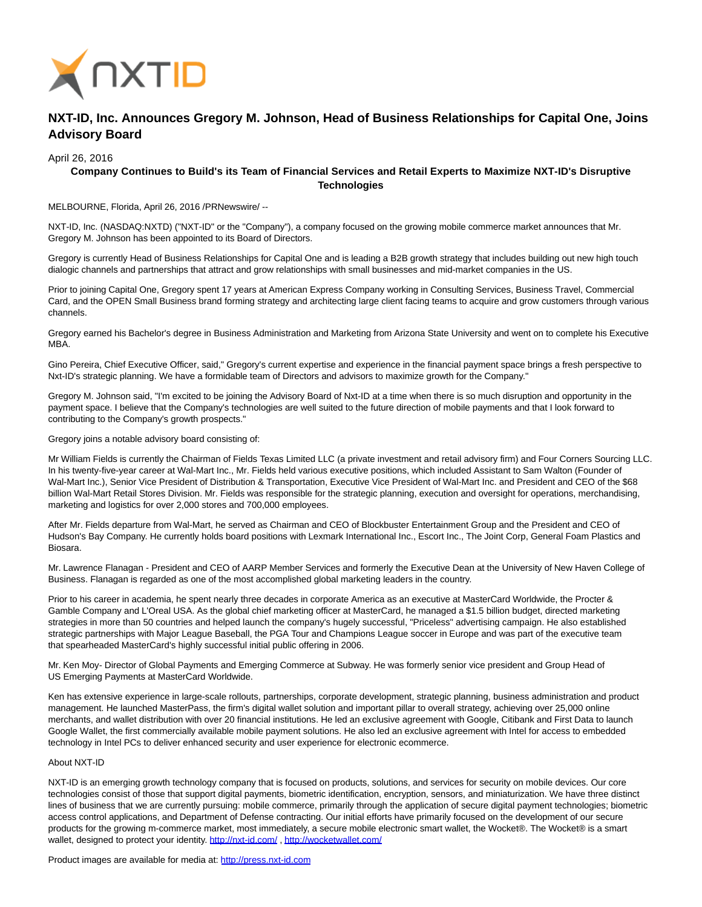# NXT-ID, Inc. Announces Gregory M. Johnson, Head of Business Relationships for Capital One, Joins Advisory Board

April 26, 2016

**Company Continues to Build's its Team of Financial Services and Retail Experts to Maximize NXT-ID's Disruptive Technologies**

MELBOURNE, Florida, April 26, 2016 /PRNewswire/ --

NXT-ID, Inc. (NASDAQ:NXTD) ("NXT-ID" or the "Company"), a company focused on the growing mobile commerce market announces that Mr. Gregory M. Johnson has been appointed to its Board of Directors.

Gregory is currently Head of Business Relationships for Capital One and is leading a B2B growth strategy that includes building out new high touch dialogic channels and partnerships that attract and grow relationships with small businesses and mid-market companies in the US.

Prior to joining Capital One, Gregory spent 17 years at American Express Company working in Consulting Services, Business Travel, Commercial Card, and the OPEN Small Business brand forming strategy and architecting large client facing teams to acquire and grow customers through various channels.

Gregory earned his Bachelor's degree in Business Administration and Marketing from Arizona State University and went on to complete his Executive MBA.

Gino Pereira, Chief Executive Officer, said," Gregory's current expertise and experience in the financial payment space brings a fresh perspective to Nxt-ID's strategic planning. We have a formidable team of Directors and advisors to maximize growth for the Company."

Gregory M. Johnson said, "I'm excited to be joining the Advisory Board of Nxt-ID at a time when there is so much disruption and opportunity in the payment space. I believe that the Company's technologies are well suited to the future direction of mobile payments and that I look forward to contributing to the Company's growth prospects."

Gregory joins a notable advisory board consisting of:

Mr William Fields is currently the Chairman of Fields Texas Limited LLC (a private investment and retail advisory firm) and Four Corners Sourcing LLC. In his twenty-five-year career at Wal-Mart Inc., Mr. Fields held various executive positions, which included Assistant to Sam Walton (Founder of Wal-Mart Inc.), Senior Vice President of Distribution & Transportation, Executive Vice President of Wal-Mart Inc. and President and CEO of the $68 billion Wal-Mart Retail Stores Division. Mr. Fields was responsible for the strategic planning, execution and oversight for operations, merchandising, marketing and logistics for over 2,000 stores and 700,000 employees.

After Mr. Fields departure from Wal-Mart, he served as Chairman and CEO of Blockbuster Entertainment Group and the President and CEO of Hudson's Bay Company. He currently holds board positions with Lexmark International Inc., Escort Inc., The Joint Corp, General Foam Plastics and Biosara.

Mr. Lawrence Flanagan - President and CEO of AARP Member Services and formerly the Executive Dean at the University of New Haven College of Business. Flanagan is regarded as one of the most accomplished global marketing leaders in the country.

Prior to his career in academia, he spent nearly three decades in corporate America as an executive at MasterCard Worldwide, the Procter & Gamble Company and L'Oreal USA. As the global chief marketing officer at MasterCard, he managed a $1.5 billion budget, directed marketing strategies in more than 50 countries and helped launch the company's hugely successful, "Priceless" advertising campaign. He also established strategic partnerships with Major League Baseball, the PGA Tour and Champions League soccer in Europe and was part of the executive team that spearheaded MasterCard's highly successful initial public offering in 2006.

Mr. Ken Moy- Director of Global Payments and Emerging Commerce at Subway. He was formerly senior vice president and Group Head of US Emerging Payments at MasterCard Worldwide.

Ken has extensive experience in large-scale rollouts, partnerships, corporate development, strategic planning, business administration and product management. He launched MasterPass, the firm's digital wallet solution and important pillar to overall strategy, achieving over 25,000 online merchants, and wallet distribution with over 20 financial institutions. He led an exclusive agreement with Google, Citibank and First Data to launch Google Wallet, the first commercially available mobile payment solutions. He also led an exclusive agreement with Intel for access to embedded technology in Intel PCs to deliver enhanced security and user experience for electronic ecommerce.

About NXT-ID

NXT-ID is an emerging growth technology company that is focused on products, solutions, and services for security on mobile devices. Our core technologies consist of those that support digital payments, biometric identification, encryption, sensors, and miniaturization. We have three distinct lines of business that we are currently pursuing: mobile commerce, primarily through the application of secure digital payment technologies; biometric access control applications, and Department of Defense contracting. Our initial efforts have primarily focused on the development of our secure products for the growing m-commerce market, most immediately, a secure mobile electronic smart wallet, the Wocket®. The Wocket® is a smart wallet, designed to protect your identity. http://nxt-id.com/ , http://wocketwallet.com/

Product images are available for media at: http://press.nxt-id.com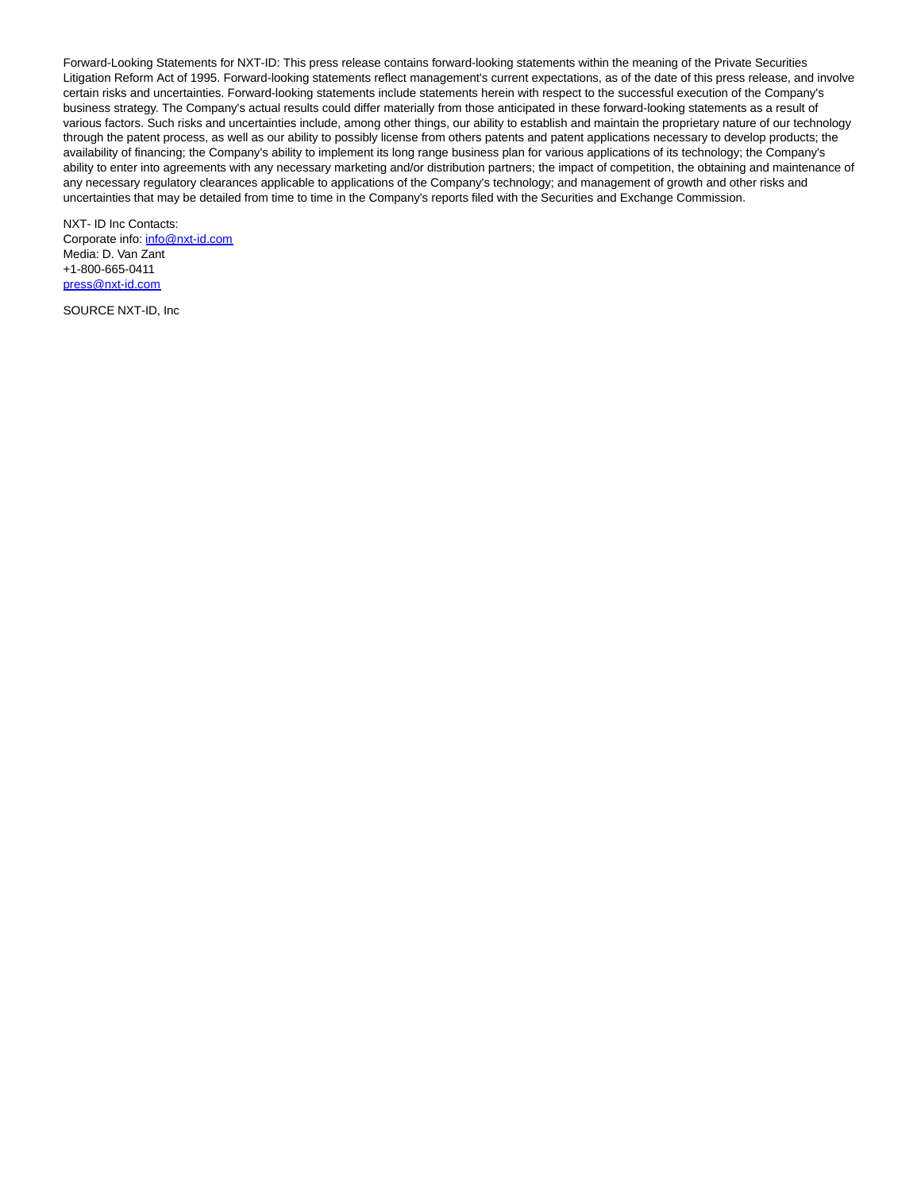Forward-Looking Statements for NXT-ID: This press release contains forward-looking statements within the meaning of the Private Securities Litigation Reform Act of 1995. Forward-looking statements reflect management's current expectations, as of the date of this press release, and involve certain risks and uncertainties. Forward-looking statements include statements herein with respect to the successful execution of the Company's business strategy. The Company's actual results could differ materially from those anticipated in these forward-looking statements as a result of various factors. Such risks and uncertainties include, among other things, our ability to establish and maintain the proprietary nature of our technology through the patent process, as well as our ability to possibly license from others patents and patent applications necessary to develop products; the availability of financing; the Company's ability to implement its long range business plan for various applications of its technology; the Company's ability to enter into agreements with any necessary marketing and/or distribution partners; the impact of competition, the obtaining and maintenance of any necessary regulatory clearances applicable to applications of the Company's technology; and management of growth and other risks and uncertainties that may be detailed from time to time in the Company's reports filed with the Securities and Exchange Commission.

NXT- ID Inc Contacts:
Corporate info: info@nxt-id.com
Media: D. Van Zant
+1-800-665-0411
press@nxt-id.com

SOURCE NXT-ID, Inc